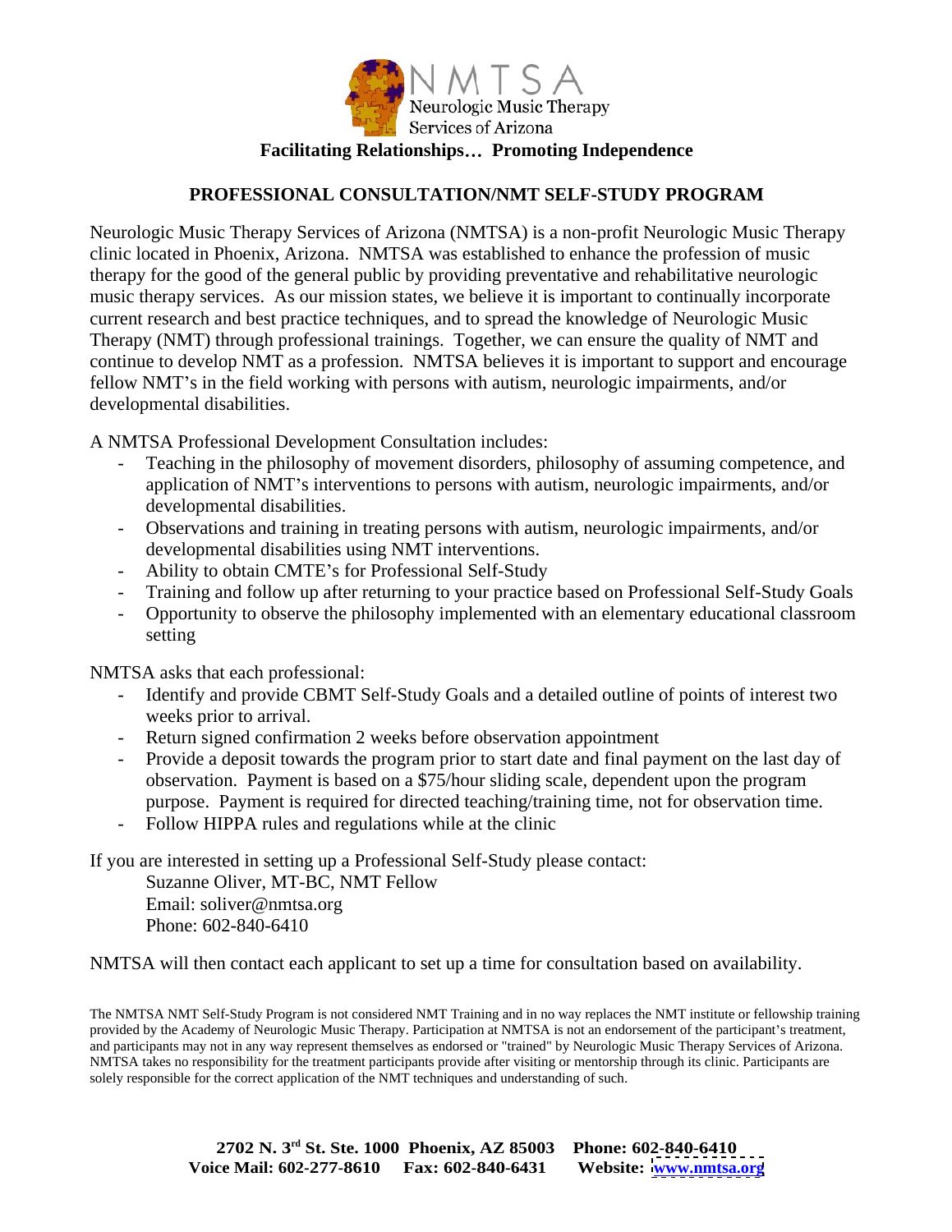NMTSA
Neurologic Music Therapy
Services of Arizona

**Facilitating Relationships… Promoting Independence**

## PROFESSIONAL CONSULTATION/NMT SELF-STUDY PROGRAM

Neurologic Music Therapy Services of Arizona (NMTSA) is a non-profit Neurologic Music Therapy clinic located in Phoenix, Arizona. NMTSA was established to enhance the profession of music therapy for the good of the general public by providing preventative and rehabilitative neurologic music therapy services. As our mission states, we believe it is important to continually incorporate current research and best practice techniques, and to spread the knowledge of Neurologic Music Therapy (NMT) through professional trainings. Together, we can ensure the quality of NMT and continue to develop NMT as a profession. NMTSA believes it is important to support and encourage fellow NMT's in the field working with persons with autism, neurologic impairments, and/or developmental disabilities.

A NMTSA Professional Development Consultation includes:

- Teaching in the philosophy of movement disorders, philosophy of assuming competence, and application of NMT's interventions to persons with autism, neurologic impairments, and/or developmental disabilities.
- Observations and training in treating persons with autism, neurologic impairments, and/or developmental disabilities using NMT interventions.
- Ability to obtain CMTE's for Professional Self-Study
- Training and follow up after returning to your practice based on Professional Self-Study Goals
- Opportunity to observe the philosophy implemented with an elementary educational classroom setting

NMTSA asks that each professional:

- Identify and provide CBMT Self-Study Goals and a detailed outline of points of interest two weeks prior to arrival.
- Return signed confirmation 2 weeks before observation appointment
- Provide a deposit towards the program prior to start date and final payment on the last day of observation. Payment is based on a $75/hour sliding scale, dependent upon the program purpose. Payment is required for directed teaching/training time, not for observation time.
- Follow HIPPA rules and regulations while at the clinic

If you are interested in setting up a Professional Self-Study please contact:

Suzanne Oliver, MT-BC, NMT Fellow
Email: soliver@nmtsa.org
Phone: 602-840-6410

NMTSA will then contact each applicant to set up a time for consultation based on availability.

The NMTSA NMT Self-Study Program is not considered NMT Training and in no way replaces the NMT institute or fellowship training provided by the Academy of Neurologic Music Therapy. Participation at NMTSA is not an endorsement of the participant's treatment, and participants may not in any way represent themselves as endorsed or "trained" by Neurologic Music Therapy Services of Arizona. NMTSA takes no responsibility for the treatment participants provide after visiting or mentorship through its clinic. Participants are solely responsible for the correct application of the NMT techniques and understanding of such.

**2702 N. 3rd St. Ste. 1000 Phoenix, AZ 85003 Phone: 602-840-6410**
**Voice Mail: 602-277-8610 Fax: 602-840-6431 Website: www.nmtsa.org**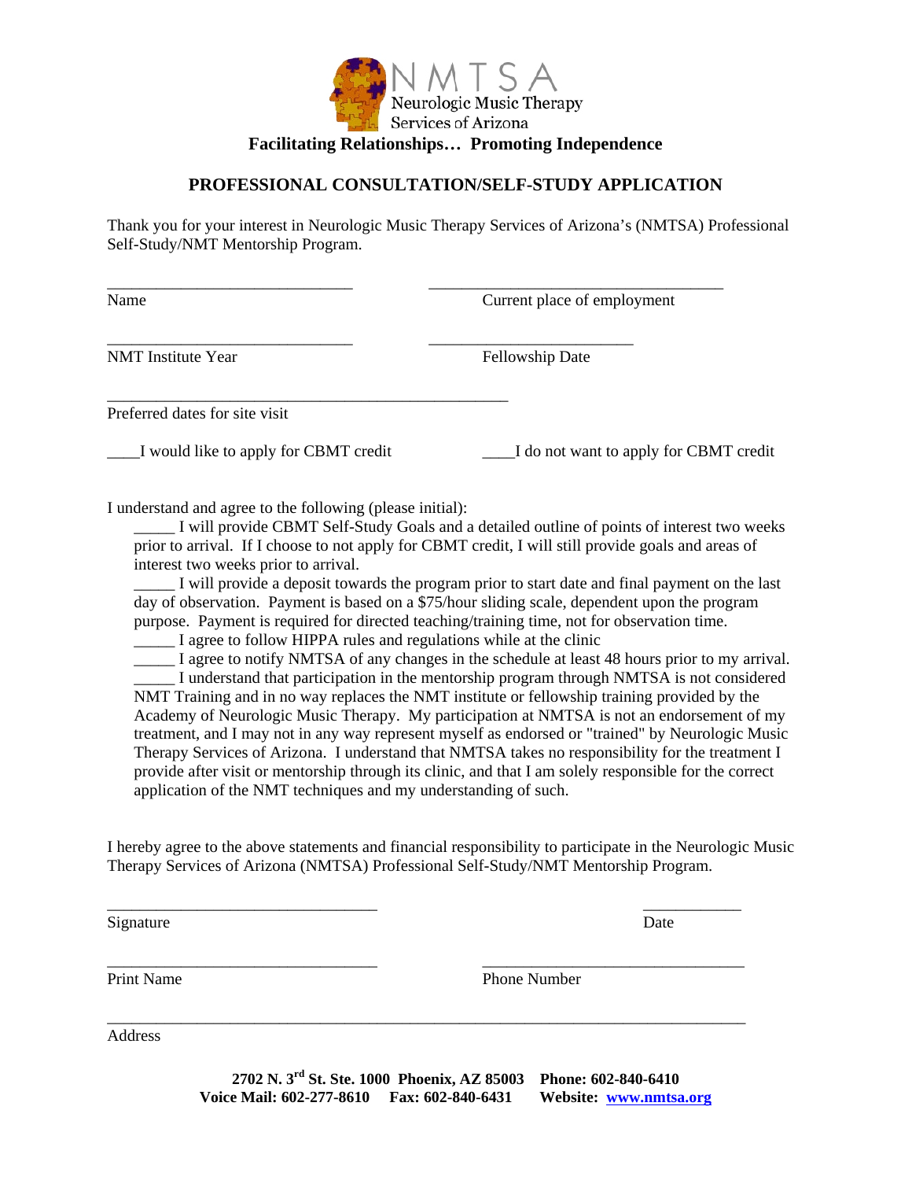NMTSA
Neurologic Music Therapy
Services of Arizona

**Facilitating Relationships… Promoting Independence**

## PROFESSIONAL CONSULTATION/SELF-STUDY APPLICATION

Thank you for your interest in Neurologic Music Therapy Services of Arizona's (NMTSA) Professional Self-Study/NMT Mentorship Program.

______________________________ ____________________________________
Name Current place of employment

______________________________ _________________________
NMT Institute Year Fellowship Date

_________________________________________________
Preferred dates for site visit

____I would like to apply for CBMT credit ____I do not want to apply for CBMT credit

I understand and agree to the following (please initial):

_____ I will provide CBMT Self-Study Goals and a detailed outline of points of interest two weeks prior to arrival. If I choose to not apply for CBMT credit, I will still provide goals and areas of interest two weeks prior to arrival.

_____ I will provide a deposit towards the program prior to start date and final payment on the last day of observation. Payment is based on a $75/hour sliding scale, dependent upon the program purpose. Payment is required for directed teaching/training time, not for observation time.

_____ I agree to follow HIPPA rules and regulations while at the clinic

_____ I agree to notify NMTSA of any changes in the schedule at least 48 hours prior to my arrival.

_____ I understand that participation in the mentorship program through NMTSA is not considered NMT Training and in no way replaces the NMT institute or fellowship training provided by the Academy of Neurologic Music Therapy. My participation at NMTSA is not an endorsement of my treatment, and I may not in any way represent myself as endorsed or "trained" by Neurologic Music Therapy Services of Arizona. I understand that NMTSA takes no responsibility for the treatment I provide after visit or mentorship through its clinic, and that I am solely responsible for the correct application of the NMT techniques and my understanding of such.

I hereby agree to the above statements and financial responsibility to participate in the Neurologic Music Therapy Services of Arizona (NMTSA) Professional Self-Study/NMT Mentorship Program.

_________________________________ ____________
Signature Date

_________________________________ ________________________________
Print Name Phone Number

_______________________________________________________________________________
Address

**2702 N. 3rd St. Ste. 1000 Phoenix, AZ 85003 Phone: 602-840-6410**
**Voice Mail: 602-277-8610 Fax: 602-840-6431 Website: www.nmtsa.org**